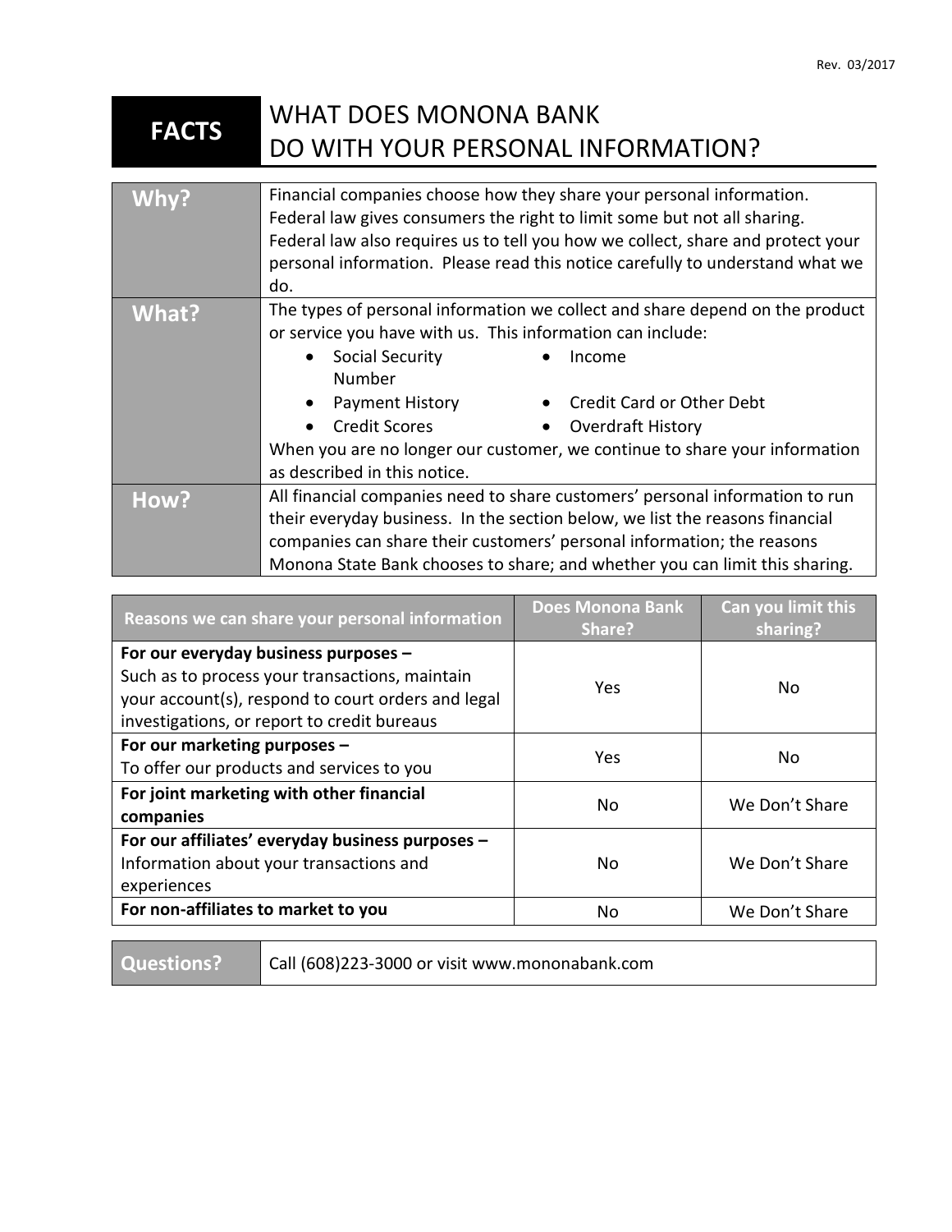Rev. 03/2017

# FACTS — WHAT DOES MONONA BANK DO WITH YOUR PERSONAL INFORMATION?

| | |
|---|---|
| **Why?** | Financial companies choose how they share your personal information. Federal law gives consumers the right to limit some but not all sharing. Federal law also requires us to tell you how we collect, share and protect your personal information. Please read this notice carefully to understand what we do. |
| **What?** | The types of personal information we collect and share depend on the product or service you have with us. This information can include:<br>• Social Security Number<br>• Income<br>• Payment History<br>• Credit Card or Other Debt<br>• Credit Scores<br>• Overdraft History<br>When you are no longer our customer, we continue to share your information as described in this notice. |
| **How?** | All financial companies need to share customers' personal information to run their everyday business. In the section below, we list the reasons financial companies can share their customers' personal information; the reasons Monona State Bank chooses to share; and whether you can limit this sharing. |

| Reasons we can share your personal information | Does Monona Bank Share? | Can you limit this sharing? |
|---|---|---|
| **For our everyday business purposes –** Such as to process your transactions, maintain your account(s), respond to court orders and legal investigations, or report to credit bureaus | Yes | No |
| **For our marketing purposes –** To offer our products and services to you | Yes | No |
| **For joint marketing with other financial companies** | No | We Don't Share |
| **For our affiliates' everyday business purposes –** Information about your transactions and experiences | No | We Don't Share |
| **For non-affiliates to market to you** | No | We Don't Share |

| | |
|---|---|
| **Questions?** | Call (608)223-3000 or visit www.mononabank.com |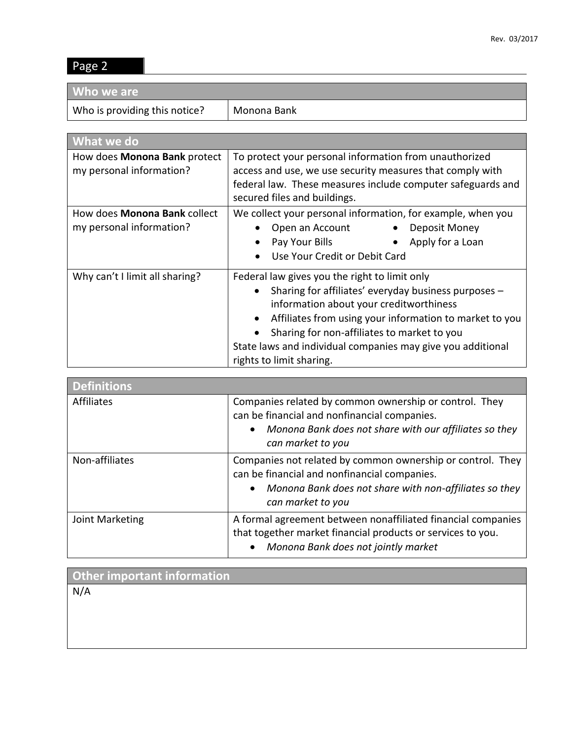Rev. 03/2017

## Page 2

| Who we are | |
|---|---|
| Who is providing this notice? | Monona Bank |

| What we do | |
|---|---|
| How does **Monona Bank** protect my personal information? | To protect your personal information from unauthorized access and use, we use security measures that comply with federal law. These measures include computer safeguards and secured files and buildings. |
| How does **Monona Bank** collect my personal information? | We collect your personal information, for example, when you<br>• Open an Account<br>• Deposit Money<br>• Pay Your Bills<br>• Apply for a Loan<br>• Use Your Credit or Debit Card |
| Why can't I limit all sharing? | Federal law gives you the right to limit only<br>• Sharing for affiliates' everyday business purposes – information about your creditworthiness<br>• Affiliates from using your information to market to you<br>• Sharing for non-affiliates to market to you<br>State laws and individual companies may give you additional rights to limit sharing. |

| Definitions | |
|---|---|
| Affiliates | Companies related by common ownership or control. They can be financial and nonfinancial companies.<br>• *Monona Bank does not share with our affiliates so they can market to you* |
| Non-affiliates | Companies not related by common ownership or control. They can be financial and nonfinancial companies.<br>• *Monona Bank does not share with non-affiliates so they can market to you* |
| Joint Marketing | A formal agreement between nonaffiliated financial companies that together market financial products or services to you.<br>• *Monona Bank does not jointly market* |

| Other important information |
|---|
| N/A |